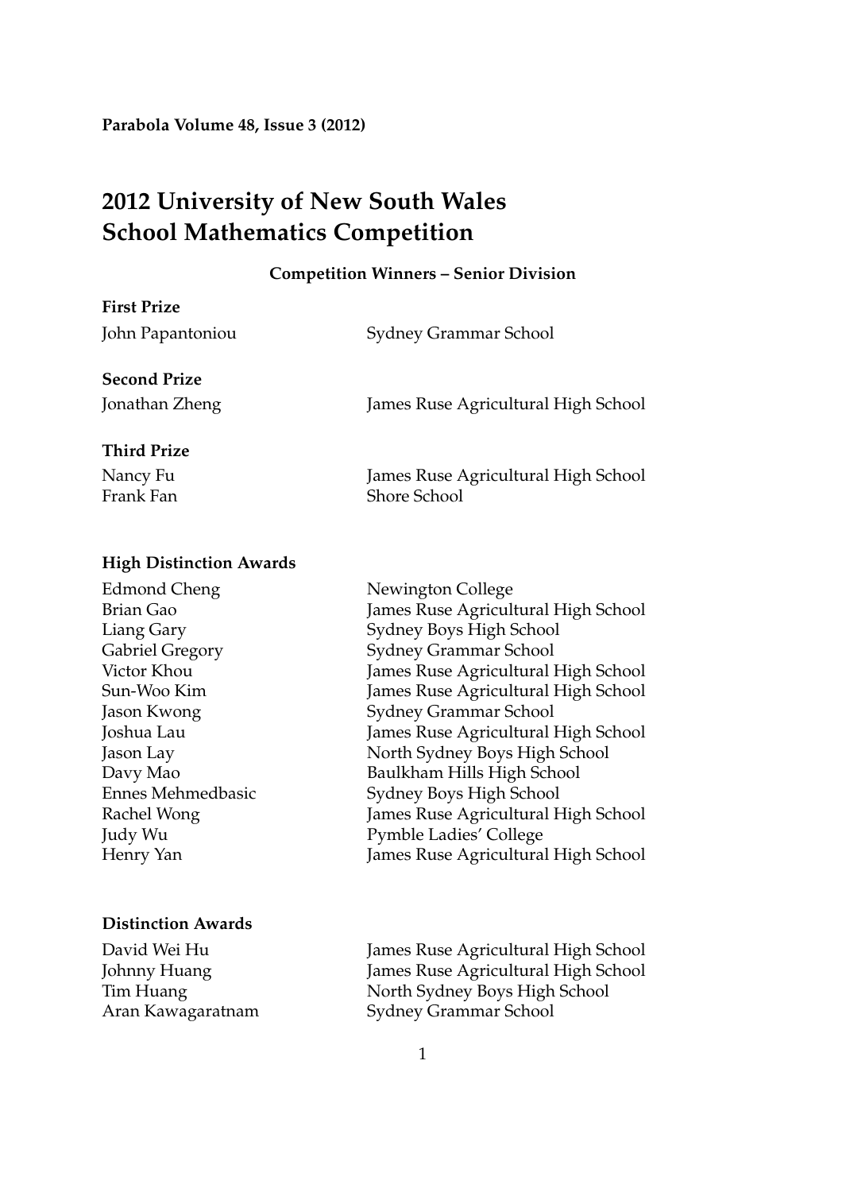# 2012 University of New South Wales School Mathematics Competition

### Competition Winners – Senior Division

**First Prize**

| | |
|---|---|
| John Papantoniou | Sydney Grammar School |

**Second Prize**

| | |
|---|---|
| Jonathan Zheng | James Ruse Agricultural High School |

**Third Prize**

| | |
|---|---|
| Nancy Fu | James Ruse Agricultural High School |
| Frank Fan | Shore School |

**High Distinction Awards**

| | |
|---|---|
| Edmond Cheng | Newington College |
| Brian Gao | James Ruse Agricultural High School |
| Liang Gary | Sydney Boys High School |
| Gabriel Gregory | Sydney Grammar School |
| Victor Khou | James Ruse Agricultural High School |
| Sun-Woo Kim | James Ruse Agricultural High School |
| Jason Kwong | Sydney Grammar School |
| Joshua Lau | James Ruse Agricultural High School |
| Jason Lay | North Sydney Boys High School |
| Davy Mao | Baulkham Hills High School |
| Ennes Mehmedbasic | Sydney Boys High School |
| Rachel Wong | James Ruse Agricultural High School |
| Judy Wu | Pymble Ladies' College |
| Henry Yan | James Ruse Agricultural High School |

**Distinction Awards**

| | |
|---|---|
| David Wei Hu | James Ruse Agricultural High School |
| Johnny Huang | James Ruse Agricultural High School |
| Tim Huang | North Sydney Boys High School |
| Aran Kawagaratnam | Sydney Grammar School |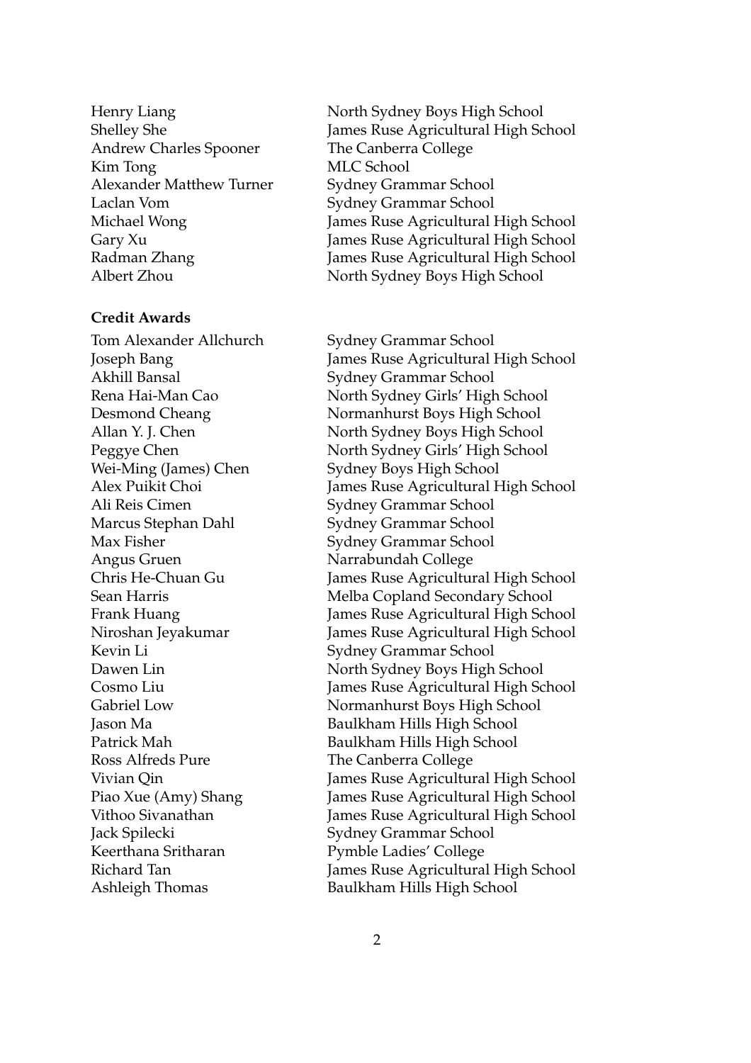| | |
|---|---|
| Henry Liang | North Sydney Boys High School |
| Shelley She | James Ruse Agricultural High School |
| Andrew Charles Spooner | The Canberra College |
| Kim Tong | MLC School |
| Alexander Matthew Turner | Sydney Grammar School |
| Laclan Vom | Sydney Grammar School |
| Michael Wong | James Ruse Agricultural High School |
| Gary Xu | James Ruse Agricultural High School |
| Radman Zhang | James Ruse Agricultural High School |
| Albert Zhou | North Sydney Boys High School |

**Credit Awards**

| | |
|---|---|
| Tom Alexander Allchurch | Sydney Grammar School |
| Joseph Bang | James Ruse Agricultural High School |
| Akhill Bansal | Sydney Grammar School |
| Rena Hai-Man Cao | North Sydney Girls' High School |
| Desmond Cheang | Normanhurst Boys High School |
| Allan Y. J. Chen | North Sydney Boys High School |
| Peggye Chen | North Sydney Girls' High School |
| Wei-Ming (James) Chen | Sydney Boys High School |
| Alex Puikit Choi | James Ruse Agricultural High School |
| Ali Reis Cimen | Sydney Grammar School |
| Marcus Stephan Dahl | Sydney Grammar School |
| Max Fisher | Sydney Grammar School |
| Angus Gruen | Narrabundah College |
| Chris He-Chuan Gu | James Ruse Agricultural High School |
| Sean Harris | Melba Copland Secondary School |
| Frank Huang | James Ruse Agricultural High School |
| Niroshan Jeyakumar | James Ruse Agricultural High School |
| Kevin Li | Sydney Grammar School |
| Dawen Lin | North Sydney Boys High School |
| Cosmo Liu | James Ruse Agricultural High School |
| Gabriel Low | Normanhurst Boys High School |
| Jason Ma | Baulkham Hills High School |
| Patrick Mah | Baulkham Hills High School |
| Ross Alfreds Pure | The Canberra College |
| Vivian Qin | James Ruse Agricultural High School |
| Piao Xue (Amy) Shang | James Ruse Agricultural High School |
| Vithoo Sivanathan | James Ruse Agricultural High School |
| Jack Spilecki | Sydney Grammar School |
| Keerthana Sritharan | Pymble Ladies' College |
| Richard Tan | James Ruse Agricultural High School |
| Ashleigh Thomas | Baulkham Hills High School |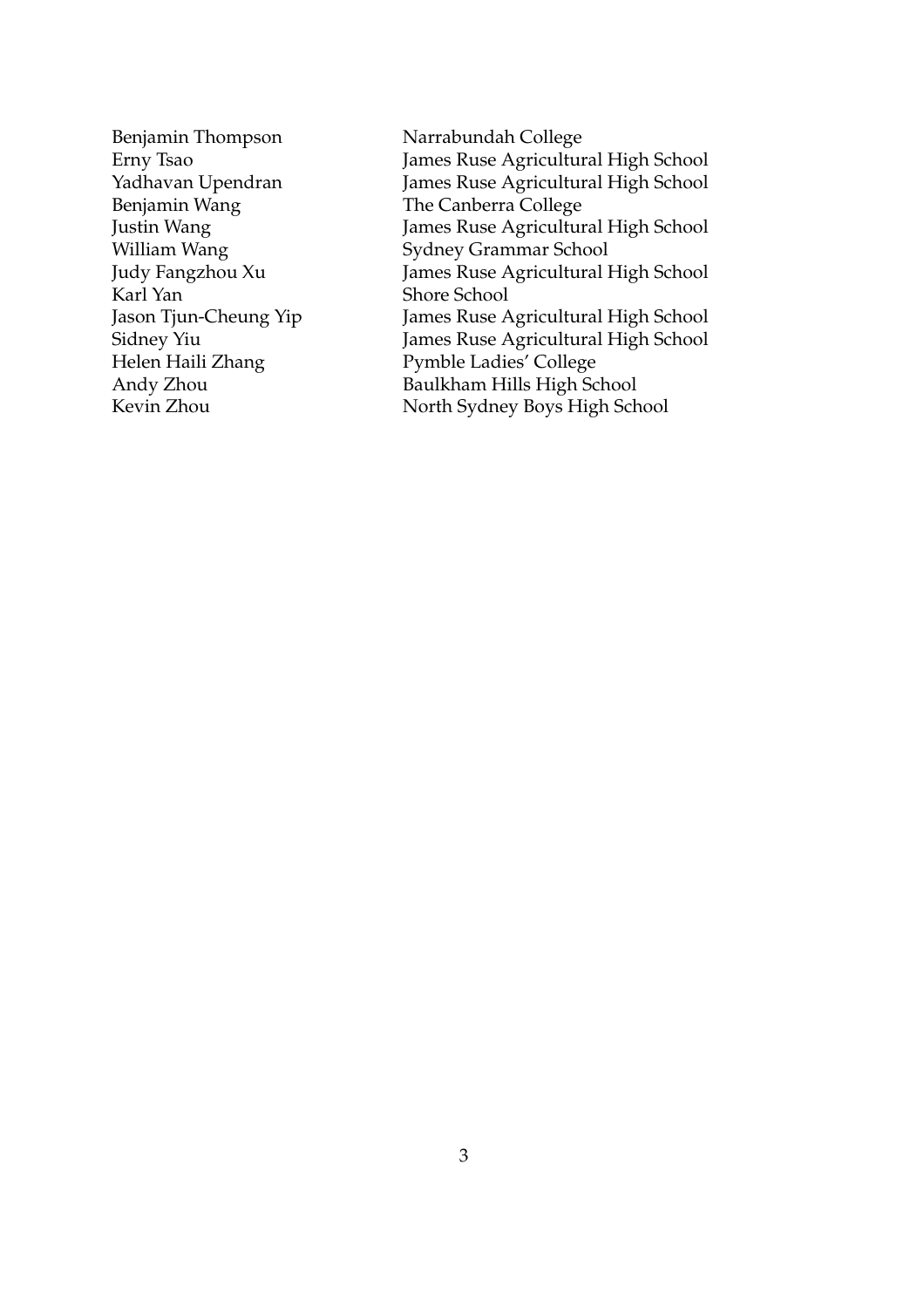| | |
|---|---|
| Benjamin Thompson | Narrabundah College |
| Erny Tsao | James Ruse Agricultural High School |
| Yadhavan Upendran | James Ruse Agricultural High School |
| Benjamin Wang | The Canberra College |
| Justin Wang | James Ruse Agricultural High School |
| William Wang | Sydney Grammar School |
| Judy Fangzhou Xu | James Ruse Agricultural High School |
| Karl Yan | Shore School |
| Jason Tjun-Cheung Yip | James Ruse Agricultural High School |
| Sidney Yiu | James Ruse Agricultural High School |
| Helen Haili Zhang | Pymble Ladies' College |
| Andy Zhou | Baulkham Hills High School |
| Kevin Zhou | North Sydney Boys High School |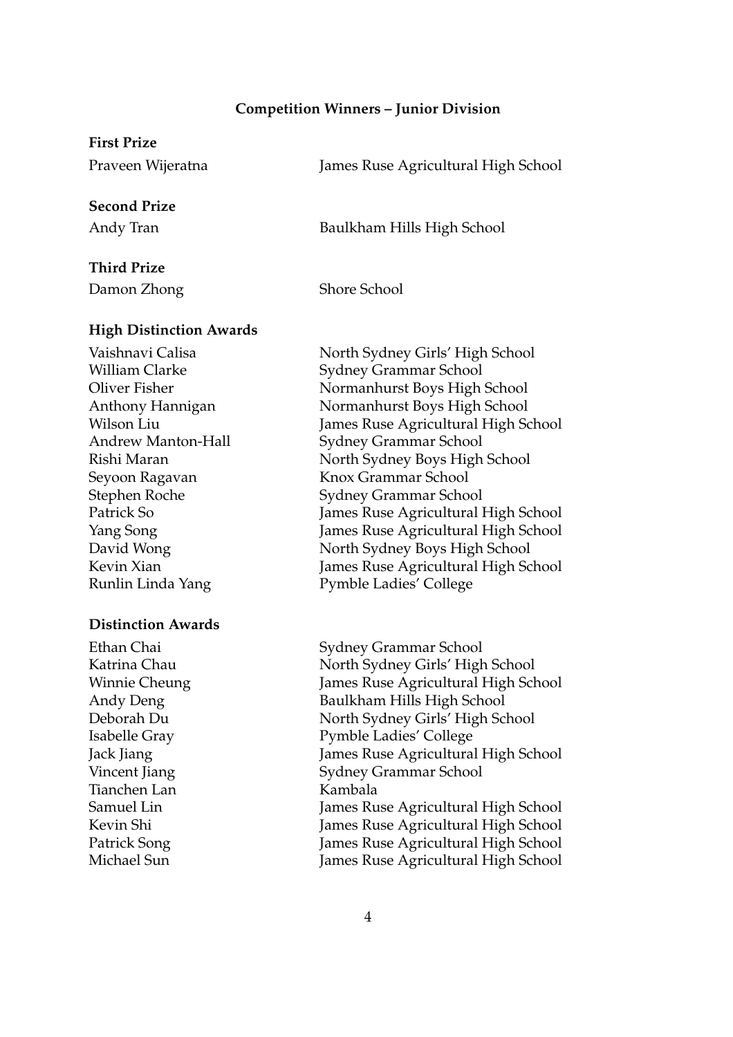## Competition Winners – Junior Division

### First Prize

| | |
|---|---|
| Praveen Wijeratna | James Ruse Agricultural High School |

### Second Prize

| | |
|---|---|
| Andy Tran | Baulkham Hills High School |

### Third Prize

| | |
|---|---|
| Damon Zhong | Shore School |

### High Distinction Awards

| | |
|---|---|
| Vaishnavi Calisa | North Sydney Girls' High School |
| William Clarke | Sydney Grammar School |
| Oliver Fisher | Normanhurst Boys High School |
| Anthony Hannigan | Normanhurst Boys High School |
| Wilson Liu | James Ruse Agricultural High School |
| Andrew Manton-Hall | Sydney Grammar School |
| Rishi Maran | North Sydney Boys High School |
| Seyoon Ragavan | Knox Grammar School |
| Stephen Roche | Sydney Grammar School |
| Patrick So | James Ruse Agricultural High School |
| Yang Song | James Ruse Agricultural High School |
| David Wong | North Sydney Boys High School |
| Kevin Xian | James Ruse Agricultural High School |
| Runlin Linda Yang | Pymble Ladies' College |

### Distinction Awards

| | |
|---|---|
| Ethan Chai | Sydney Grammar School |
| Katrina Chau | North Sydney Girls' High School |
| Winnie Cheung | James Ruse Agricultural High School |
| Andy Deng | Baulkham Hills High School |
| Deborah Du | North Sydney Girls' High School |
| Isabelle Gray | Pymble Ladies' College |
| Jack Jiang | James Ruse Agricultural High School |
| Vincent Jiang | Sydney Grammar School |
| Tianchen Lan | Kambala |
| Samuel Lin | James Ruse Agricultural High School |
| Kevin Shi | James Ruse Agricultural High School |
| Patrick Song | James Ruse Agricultural High School |
| Michael Sun | James Ruse Agricultural High School |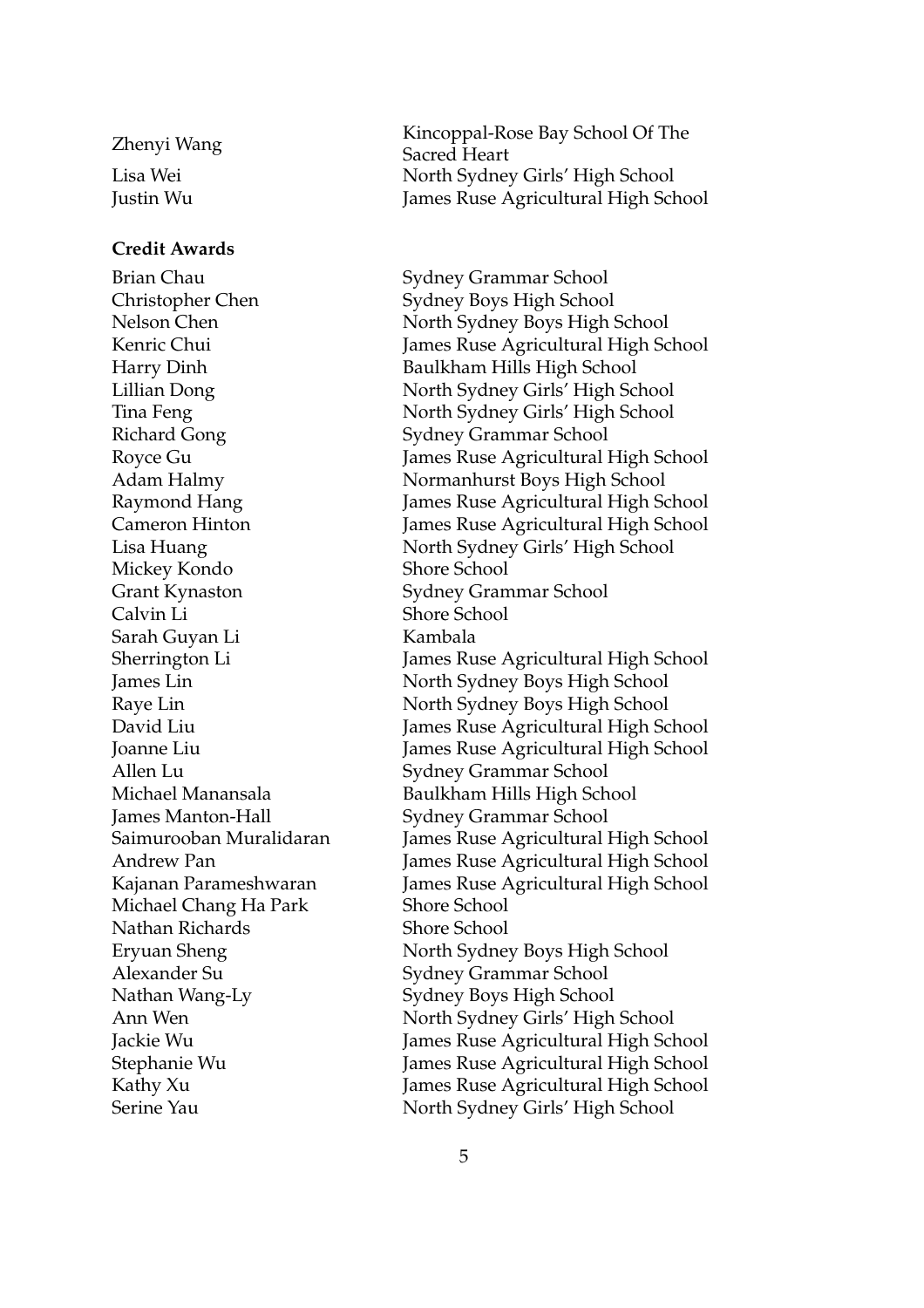| | |
|---|---|
| Zhenyi Wang | Kincoppal-Rose Bay School Of The Sacred Heart |
| Lisa Wei | North Sydney Girls' High School |
| Justin Wu | James Ruse Agricultural High School |

**Credit Awards**

| | |
|---|---|
| Brian Chau | Sydney Grammar School |
| Christopher Chen | Sydney Boys High School |
| Nelson Chen | North Sydney Boys High School |
| Kenric Chui | James Ruse Agricultural High School |
| Harry Dinh | Baulkham Hills High School |
| Lillian Dong | North Sydney Girls' High School |
| Tina Feng | North Sydney Girls' High School |
| Richard Gong | Sydney Grammar School |
| Royce Gu | James Ruse Agricultural High School |
| Adam Halmy | Normanhurst Boys High School |
| Raymond Hang | James Ruse Agricultural High School |
| Cameron Hinton | James Ruse Agricultural High School |
| Lisa Huang | North Sydney Girls' High School |
| Mickey Kondo | Shore School |
| Grant Kynaston | Sydney Grammar School |
| Calvin Li | Shore School |
| Sarah Guyan Li | Kambala |
| Sherrington Li | James Ruse Agricultural High School |
| James Lin | North Sydney Boys High School |
| Raye Lin | North Sydney Boys High School |
| David Liu | James Ruse Agricultural High School |
| Joanne Liu | James Ruse Agricultural High School |
| Allen Lu | Sydney Grammar School |
| Michael Manansala | Baulkham Hills High School |
| James Manton-Hall | Sydney Grammar School |
| Saimurooban Muralidaran | James Ruse Agricultural High School |
| Andrew Pan | James Ruse Agricultural High School |
| Kajanan Parameshwaran | James Ruse Agricultural High School |
| Michael Chang Ha Park | Shore School |
| Nathan Richards | Shore School |
| Eryuan Sheng | North Sydney Boys High School |
| Alexander Su | Sydney Grammar School |
| Nathan Wang-Ly | Sydney Boys High School |
| Ann Wen | North Sydney Girls' High School |
| Jackie Wu | James Ruse Agricultural High School |
| Stephanie Wu | James Ruse Agricultural High School |
| Kathy Xu | James Ruse Agricultural High School |
| Serine Yau | North Sydney Girls' High School |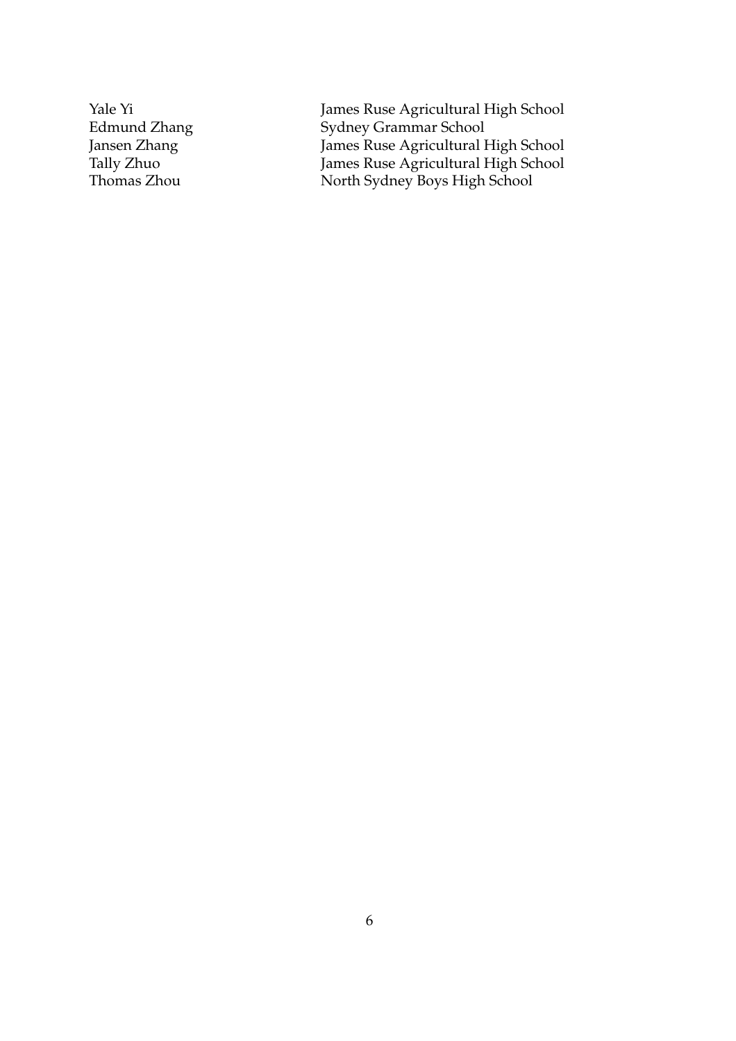| | |
|---|---|
| Yale Yi | James Ruse Agricultural High School |
| Edmund Zhang | Sydney Grammar School |
| Jansen Zhang | James Ruse Agricultural High School |
| Tally Zhuo | James Ruse Agricultural High School |
| Thomas Zhou | North Sydney Boys High School |